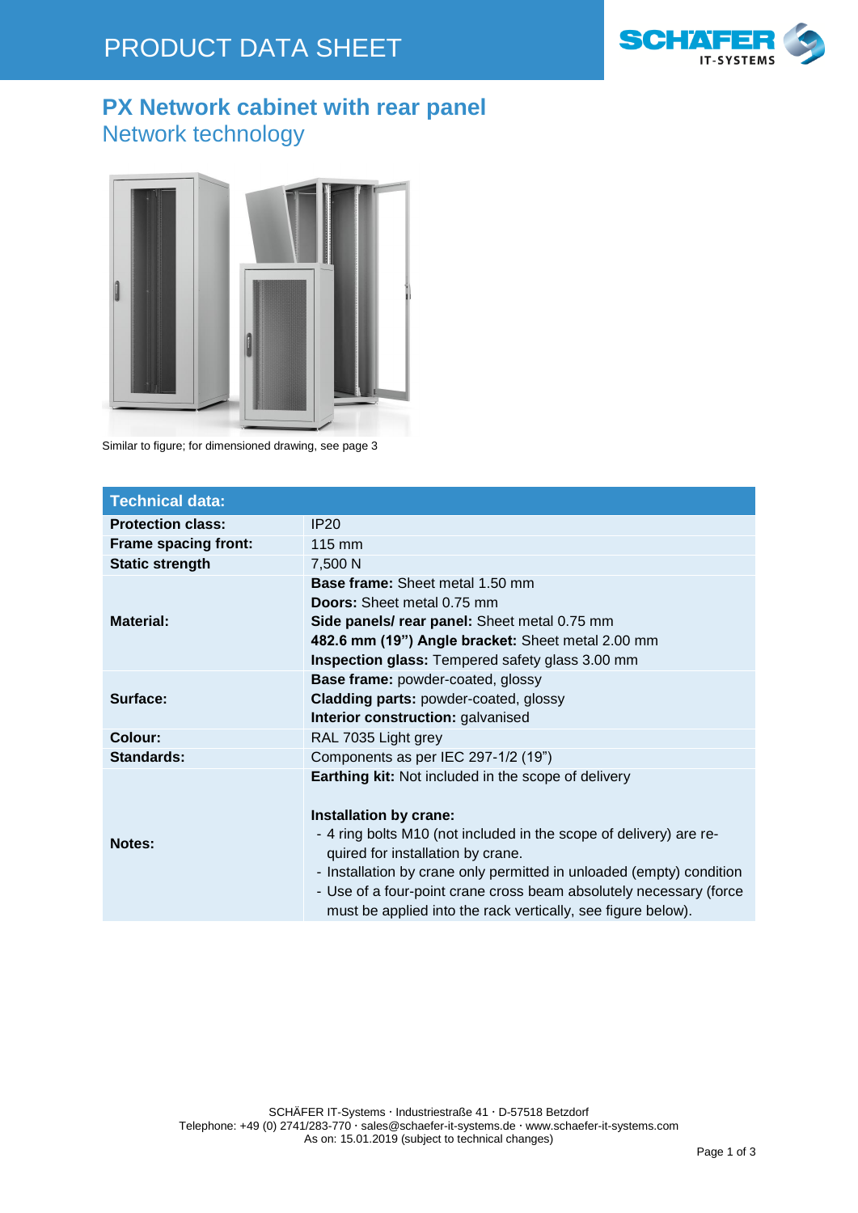PRODUCT DATA SHEET

# PX Network cabinet with rear panel

## Network technology

Similar to figure; for dimensioned drawing, see page 3

| Technical data: | |
|---|---|
| **Protection class:** | IP20 |
| **Frame spacing front:** | 115 mm |
| **Static strength** | 7,500 N |
| **Material:** | **Base frame:** Sheet metal 1.50 mm<br>**Doors:** Sheet metal 0.75 mm<br>**Side panels/ rear panel:** Sheet metal 0.75 mm<br>**482.6 mm (19") Angle bracket:** Sheet metal 2.00 mm<br>**Inspection glass:** Tempered safety glass 3.00 mm |
| **Surface:** | **Base frame:** powder-coated, glossy<br>**Cladding parts:** powder-coated, glossy<br>**Interior construction:** galvanised |
| **Colour:** | RAL 7035 Light grey |
| **Standards:** | Components as per IEC 297-1/2 (19") |
| **Notes:** | **Earthing kit:** Not included in the scope of delivery<br><br>**Installation by crane:**<br>- 4 ring bolts M10 (not included in the scope of delivery) are required for installation by crane.<br>- Installation by crane only permitted in unloaded (empty) condition<br>- Use of a four-point crane cross beam absolutely necessary (force must be applied into the rack vertically, see figure below). |

SCHÄFER IT-Systems · Industriestraße 41 · D-57518 Betzdorf
Telephone: +49 (0) 2741/283-770 · sales@schaefer-it-systems.de · www.schaefer-it-systems.com
As on: 15.01.2019 (subject to technical changes)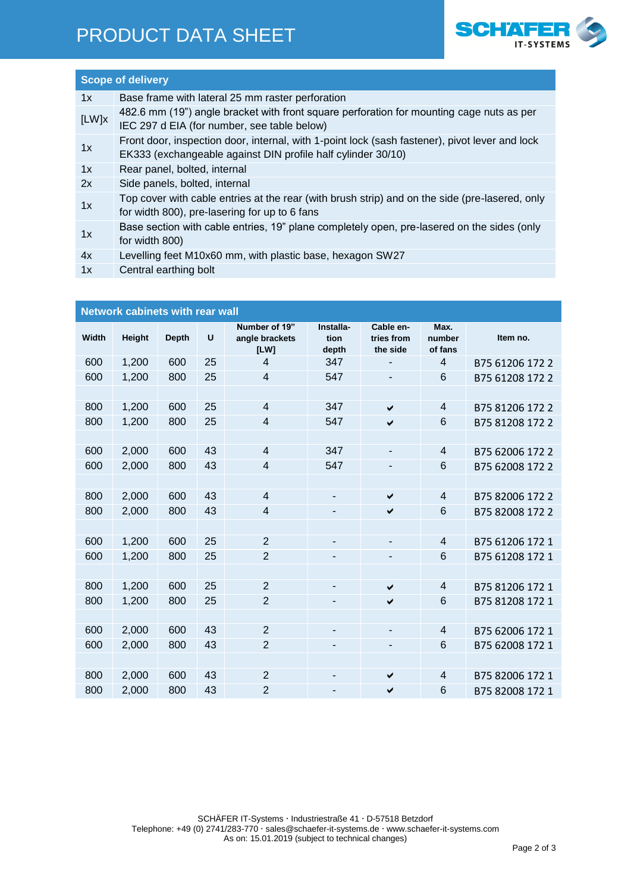# PRODUCT DATA SHEET

| Scope of delivery | |
|---|---|
| 1x | Base frame with lateral 25 mm raster perforation |
| [LW]x | 482.6 mm (19") angle bracket with front square perforation for mounting cage nuts as per IEC 297 d EIA (for number, see table below) |
| 1x | Front door, inspection door, internal, with 1-point lock (sash fastener), pivot lever and lock EK333 (exchangeable against DIN profile half cylinder 30/10) |
| 1x | Rear panel, bolted, internal |
| 2x | Side panels, bolted, internal |
| 1x | Top cover with cable entries at the rear (with brush strip) and on the side (pre-lasered, only for width 800), pre-lasering for up to 6 fans |
| 1x | Base section with cable entries, 19" plane completely open, pre-lasered on the sides (only for width 800) |
| 4x | Levelling feet M10x60 mm, with plastic base, hexagon SW27 |
| 1x | Central earthing bolt |

## Network cabinets with rear wall

| Width | Height | Depth | U | Number of 19" angle brackets [LW] | Installation depth | Cable entries from the side | Max. number of fans | Item no. |
|---|---|---|---|---|---|---|---|---|
| 600 | 1,200 | 600 | 25 | 4 | 347 | - | 4 | B75 61206 172 2 |
| 600 | 1,200 | 800 | 25 | 4 | 547 | - | 6 | B75 61208 172 2 |
| | | | | | | | | |
| 800 | 1,200 | 600 | 25 | 4 | 347 | ✔ | 4 | B75 81206 172 2 |
| 800 | 1,200 | 800 | 25 | 4 | 547 | ✔ | 6 | B75 81208 172 2 |
| | | | | | | | | |
| 600 | 2,000 | 600 | 43 | 4 | 347 | - | 4 | B75 62006 172 2 |
| 600 | 2,000 | 800 | 43 | 4 | 547 | - | 6 | B75 62008 172 2 |
| | | | | | | | | |
| 800 | 2,000 | 600 | 43 | 4 | - | ✔ | 4 | B75 82006 172 2 |
| 800 | 2,000 | 800 | 43 | 4 | - | ✔ | 6 | B75 82008 172 2 |
| | | | | | | | | |
| 600 | 1,200 | 600 | 25 | 2 | - | - | 4 | B75 61206 172 1 |
| 600 | 1,200 | 800 | 25 | 2 | - | - | 6 | B75 61208 172 1 |
| | | | | | | | | |
| 800 | 1,200 | 600 | 25 | 2 | - | ✔ | 4 | B75 81206 172 1 |
| 800 | 1,200 | 800 | 25 | 2 | - | ✔ | 6 | B75 81208 172 1 |
| | | | | | | | | |
| 600 | 2,000 | 600 | 43 | 2 | - | - | 4 | B75 62006 172 1 |
| 600 | 2,000 | 800 | 43 | 2 | - | - | 6 | B75 62008 172 1 |
| | | | | | | | | |
| 800 | 2,000 | 600 | 43 | 2 | - | ✔ | 4 | B75 82006 172 1 |
| 800 | 2,000 | 800 | 43 | 2 | - | ✔ | 6 | B75 82008 172 1 |

SCHÄFER IT-Systems · Industriestraße 41 · D-57518 Betzdorf
Telephone: +49 (0) 2741/283-770 · sales@schaefer-it-systems.de · www.schaefer-it-systems.com
As on: 15.01.2019 (subject to technical changes)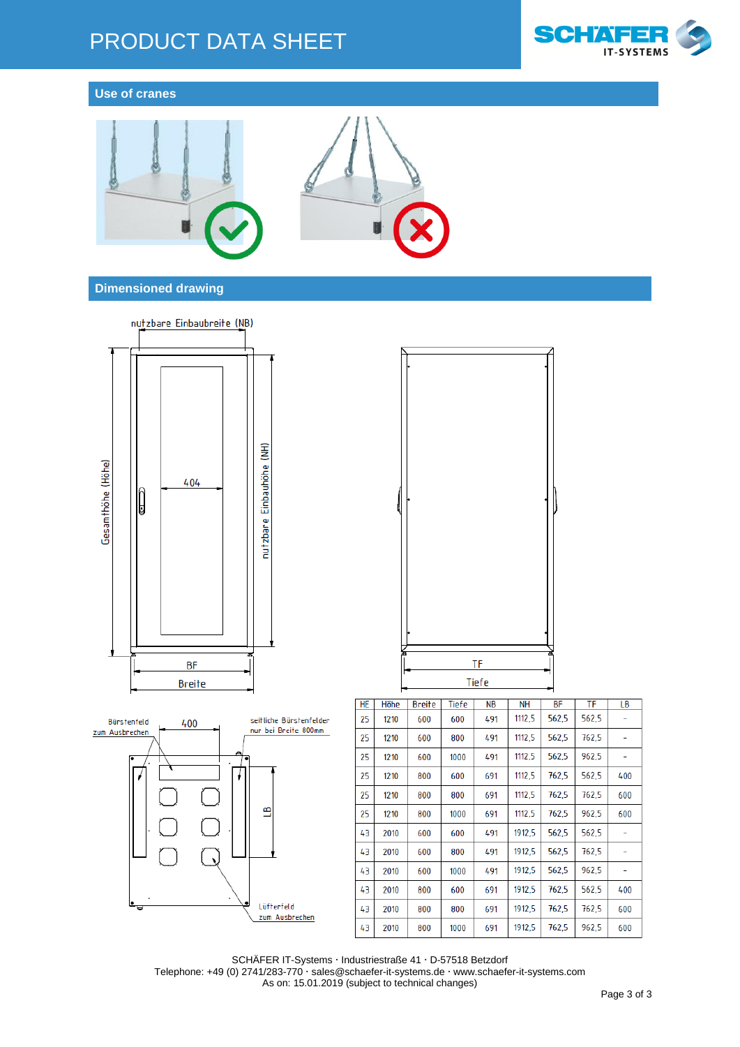# PRODUCT DATA SHEET

## Use of cranes

## Dimensioned drawing

nutzbare Einbaubreite (NB)

Gesamthöhe (Höhe)

404

nutzbare Einbauhöhe (NH)

BF

Breite

TF

Tiefe

Bürstenfeld zum Ausbrechen

400

seitliche Bürstenfelder nur bei Breite 800mm

LB

Lüfterfeld zum Ausbrechen

| HE | Höhe | Breite | Tiefe | NB | NH | BF | TF | LB |
|---|---|---|---|---|---|---|---|---|
| 25 | 1210 | 600 | 600 | 491 | 1112,5 | 562,5 | 562,5 | - |
| 25 | 1210 | 600 | 800 | 491 | 1112,5 | 562,5 | 762,5 | - |
| 25 | 1210 | 600 | 1000 | 491 | 1112,5 | 562,5 | 962,5 | - |
| 25 | 1210 | 800 | 600 | 691 | 1112,5 | 762,5 | 562,5 | 400 |
| 25 | 1210 | 800 | 800 | 691 | 1112,5 | 762,5 | 762,5 | 600 |
| 25 | 1210 | 800 | 1000 | 691 | 1112,5 | 762,5 | 962,5 | 600 |
| 43 | 2010 | 600 | 600 | 491 | 1912,5 | 562,5 | 562,5 | - |
| 43 | 2010 | 600 | 800 | 491 | 1912,5 | 562,5 | 762,5 | - |
| 43 | 2010 | 600 | 1000 | 491 | 1912,5 | 562,5 | 962,5 | - |
| 43 | 2010 | 800 | 600 | 691 | 1912,5 | 762,5 | 562,5 | 400 |
| 43 | 2010 | 800 | 800 | 691 | 1912,5 | 762,5 | 762,5 | 600 |
| 43 | 2010 | 800 | 1000 | 691 | 1912,5 | 762,5 | 962,5 | 600 |

SCHÄFER IT-Systems · Industriestraße 41 · D-57518 Betzdorf
Telephone: +49 (0) 2741/283-770 · sales@schaefer-it-systems.de · www.schaefer-it-systems.com
As on: 15.01.2019 (subject to technical changes)